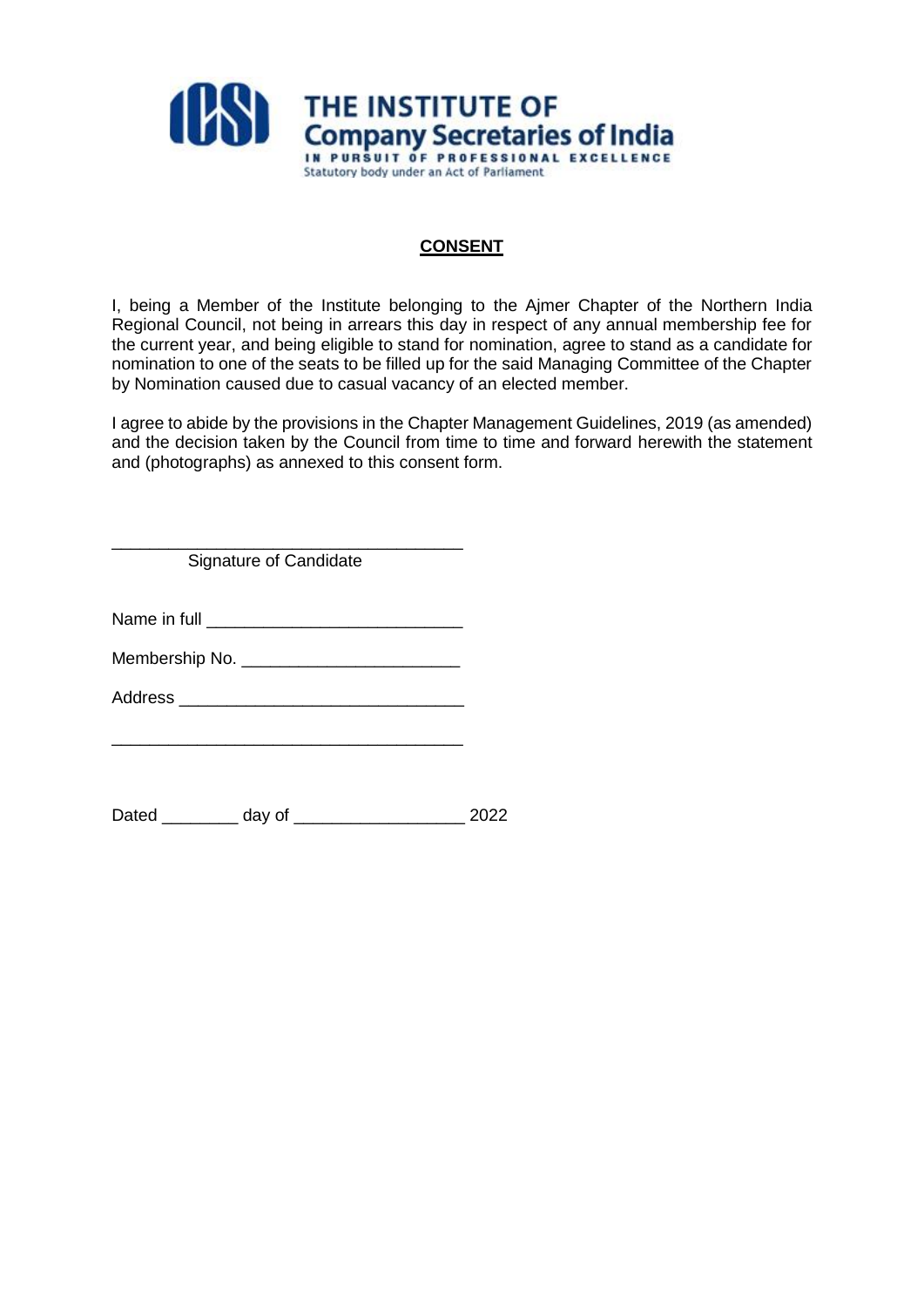THE INSTITUTE OF
Company Secretaries of India
IN PURSUIT OF PROFESSIONAL EXCELLENCE
Statutory body under an Act of Parliament

**CONSENT**

I, being a Member of the Institute belonging to the Ajmer Chapter of the Northern India Regional Council, not being in arrears this day in respect of any annual membership fee for the current year, and being eligible to stand for nomination, agree to stand as a candidate for nomination to one of the seats to be filled up for the said Managing Committee of the Chapter by Nomination caused due to casual vacancy of an elected member.

I agree to abide by the provisions in the Chapter Management Guidelines, 2019 (as amended) and the decision taken by the Council from time to time and forward herewith the statement and (photographs) as annexed to this consent form.

_____________________________________
Signature of Candidate

Name in full ___________________________

Membership No. ______________________

Address _____________________________

_____________________________________

Dated ________ day of _________________ 2022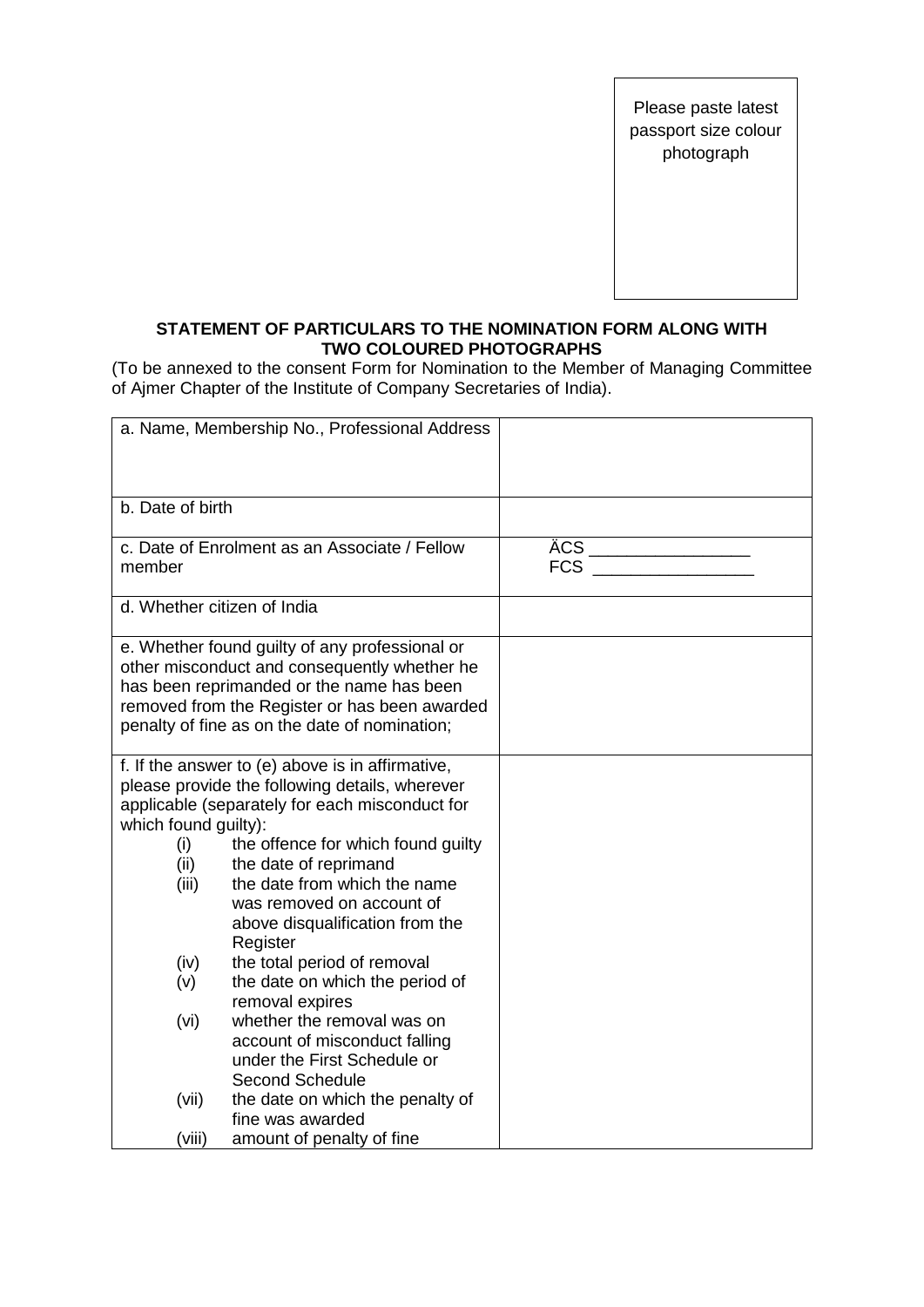Please paste latest passport size colour photograph

**STATEMENT OF PARTICULARS TO THE NOMINATION FORM ALONG WITH TWO COLOURED PHOTOGRAPHS**

(To be annexed to the consent Form for Nomination to the Member of Managing Committee of Ajmer Chapter of the Institute of Company Secretaries of India).

| | |
|---|---|
| a. Name, Membership No., Professional Address | |
| b. Date of birth | |
| c. Date of Enrolment as an Associate / Fellow member | ÄCS ________________<br>FCS ________________ |
| d. Whether citizen of India | |
| e. Whether found guilty of any professional or other misconduct and consequently whether he has been reprimanded or the name has been removed from the Register or has been awarded penalty of fine as on the date of nomination; | |
| f. If the answer to (e) above is in affirmative, please provide the following details, wherever applicable (separately for each misconduct for which found guilty):<br>(i) the offence for which found guilty<br>(ii) the date of reprimand<br>(iii) the date from which the name was removed on account of above disqualification from the Register<br>(iv) the total period of removal<br>(v) the date on which the period of removal expires<br>(vi) whether the removal was on account of misconduct falling under the First Schedule or Second Schedule<br>(vii) the date on which the penalty of fine was awarded<br>(viii) amount of penalty of fine | |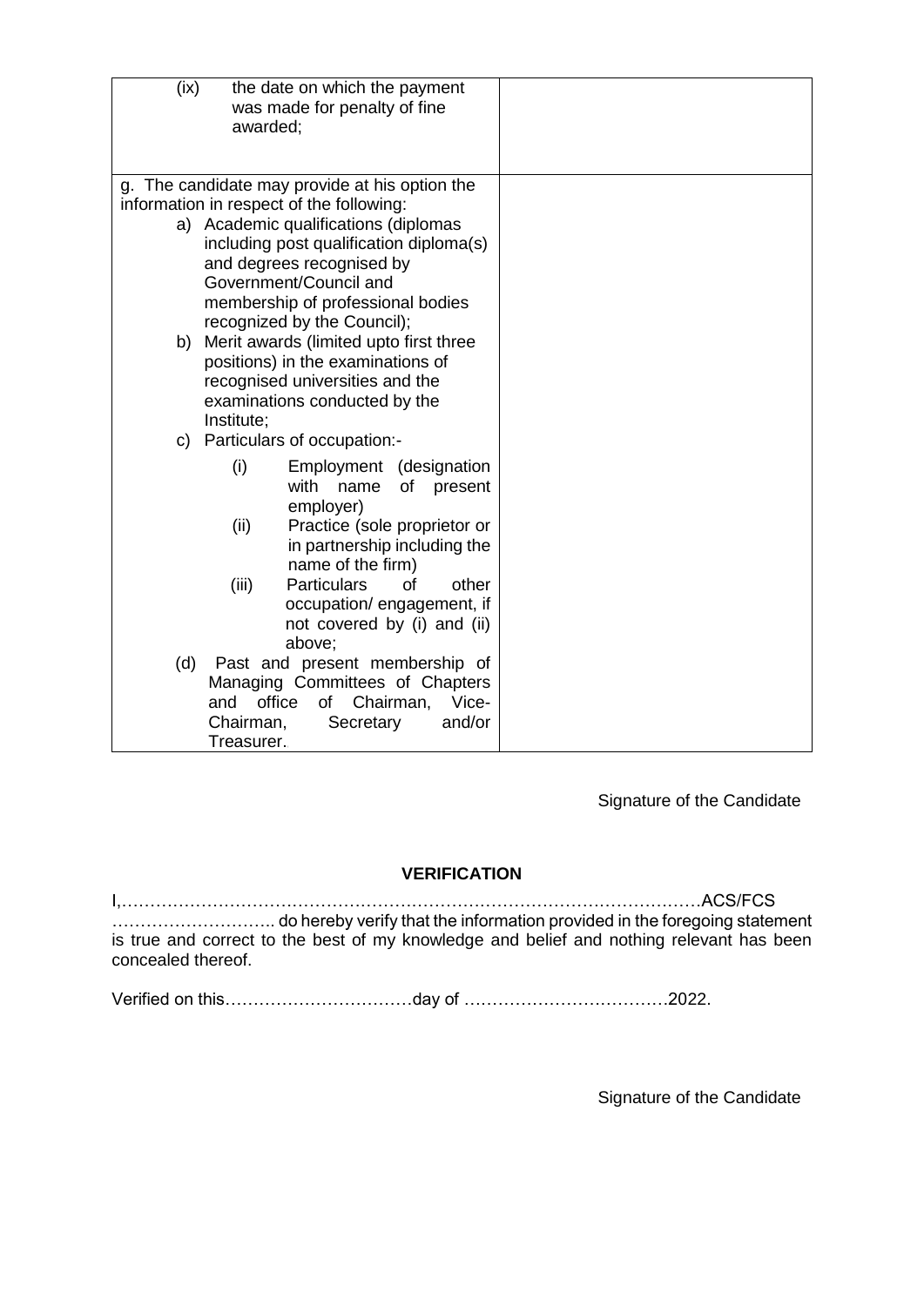| | |
|---|---|
| (ix) the date on which the payment was made for penalty of fine awarded; | |
| g. The candidate may provide at his option the information in respect of the following:<br>a) Academic qualifications (diplomas including post qualification diploma(s) and degrees recognised by Government/Council and membership of professional bodies recognized by the Council);<br>b) Merit awards (limited upto first three positions) in the examinations of recognised universities and the examinations conducted by the Institute;<br>c) Particulars of occupation:-<br>(i) Employment (designation with name of present employer)<br>(ii) Practice (sole proprietor or in partnership including the name of the firm)<br>(iii) Particulars of other occupation/ engagement, if not covered by (i) and (ii) above;<br>(d) Past and present membership of Managing Committees of Chapters and office of Chairman, Vice-Chairman, Secretary and/or Treasurer. | |

Signature of the Candidate

**VERIFICATION**

I,…………………………………………………………………………………………ACS/FCS ……………………….. do hereby verify that the information provided in the foregoing statement is true and correct to the best of my knowledge and belief and nothing relevant has been concealed thereof.

Verified on this……………………………day of ………………………………2022.

Signature of the Candidate